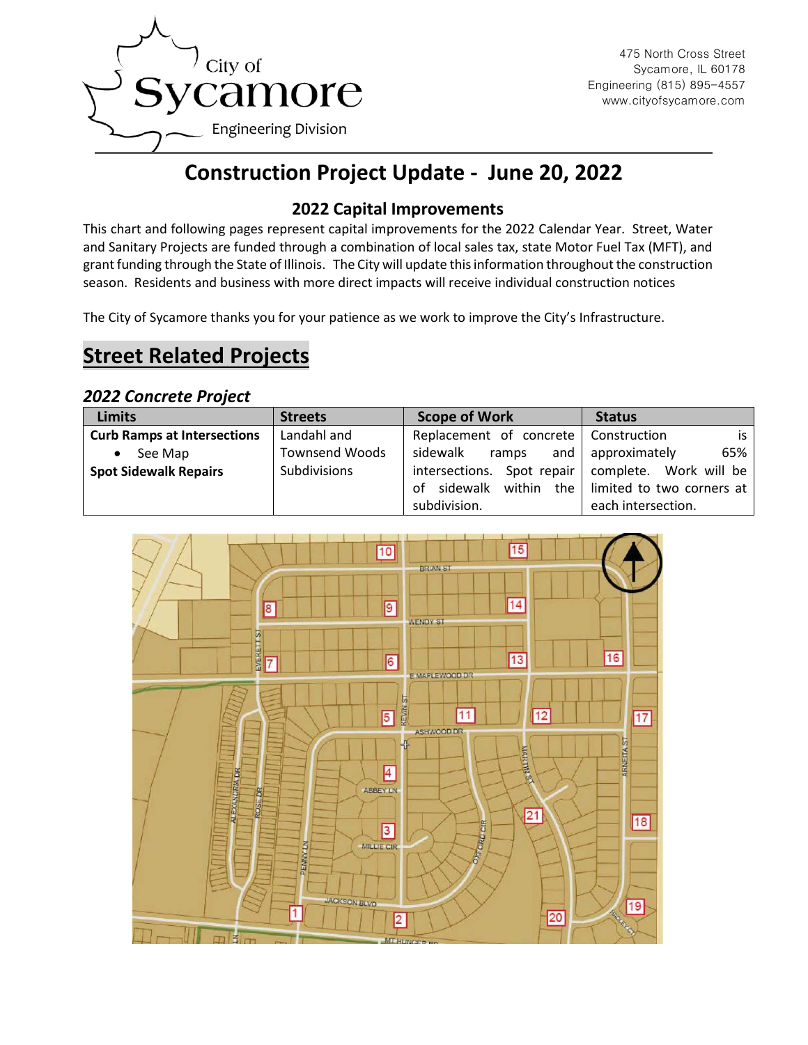City of Sycamore
Engineering Division

475 North Cross Street
Sycamore, IL 60178
Engineering (815) 895-4557
www.cityofsycamore.com

# Construction Project Update - June 20, 2022

## 2022 Capital Improvements

This chart and following pages represent capital improvements for the 2022 Calendar Year. Street, Water and Sanitary Projects are funded through a combination of local sales tax, state Motor Fuel Tax (MFT), and grant funding through the State of Illinois. The City will update this information throughout the construction season. Residents and business with more direct impacts will receive individual construction notices

The City of Sycamore thanks you for your patience as we work to improve the City's Infrastructure.

# Street Related Projects

### *2022 Concrete Project*

| Limits | Streets | Scope of Work | Status |
|---|---|---|---|
| **Curb Ramps at Intersections**<br>• See Map<br>**Spot Sidewalk Repairs** | Landahl and Townsend Woods Subdivisions | Replacement of concrete sidewalk ramps and intersections. Spot repair of sidewalk within the subdivision. | Construction is approximately 65% complete. Work will be limited to two corners at each intersection. |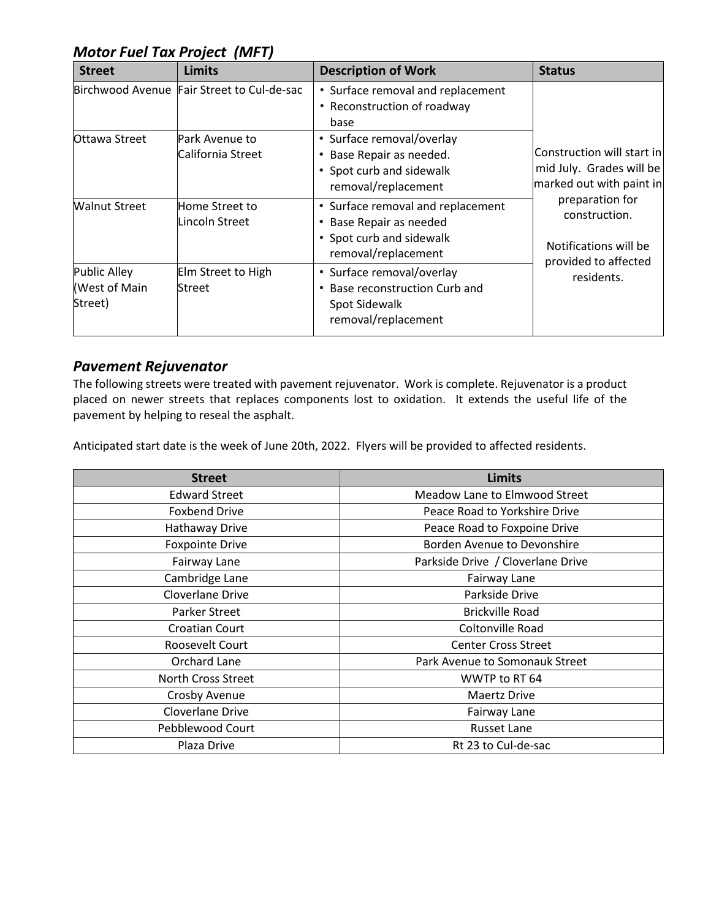## *Motor Fuel Tax Project (MFT)*

| Street | Limits | Description of Work | Status |
|---|---|---|---|
| Birchwood Avenue | Fair Street to Cul-de-sac | • Surface removal and replacement<br>• Reconstruction of roadway base | Construction will start in mid July. Grades will be marked out with paint in preparation for construction.<br><br>Notifications will be provided to affected residents. |
| Ottawa Street | Park Avenue to California Street | • Surface removal/overlay<br>• Base Repair as needed.<br>• Spot curb and sidewalk removal/replacement | |
| Walnut Street | Home Street to Lincoln Street | • Surface removal and replacement<br>• Base Repair as needed<br>• Spot curb and sidewalk removal/replacement | |
| Public Alley (West of Main Street) | Elm Street to High Street | • Surface removal/overlay<br>• Base reconstruction Curb and Spot Sidewalk removal/replacement | |

## *Pavement Rejuvenator*

The following streets were treated with pavement rejuvenator. Work is complete. Rejuvenator is a product placed on newer streets that replaces components lost to oxidation. It extends the useful life of the pavement by helping to reseal the asphalt.

Anticipated start date is the week of June 20th, 2022. Flyers will be provided to affected residents.

| Street | Limits |
|---|---|
| Edward Street | Meadow Lane to Elmwood Street |
| Foxbend Drive | Peace Road to Yorkshire Drive |
| Hathaway Drive | Peace Road to Foxpoine Drive |
| Foxpointe Drive | Borden Avenue to Devonshire |
| Fairway Lane | Parkside Drive / Cloverlane Drive |
| Cambridge Lane | Fairway Lane |
| Cloverlane Drive | Parkside Drive |
| Parker Street | Brickville Road |
| Croatian Court | Coltonville Road |
| Roosevelt Court | Center Cross Street |
| Orchard Lane | Park Avenue to Somonauk Street |
| North Cross Street | WWTP to RT 64 |
| Crosby Avenue | Maertz Drive |
| Cloverlane Drive | Fairway Lane |
| Pebblewood Court | Russet Lane |
| Plaza Drive | Rt 23 to Cul-de-sac |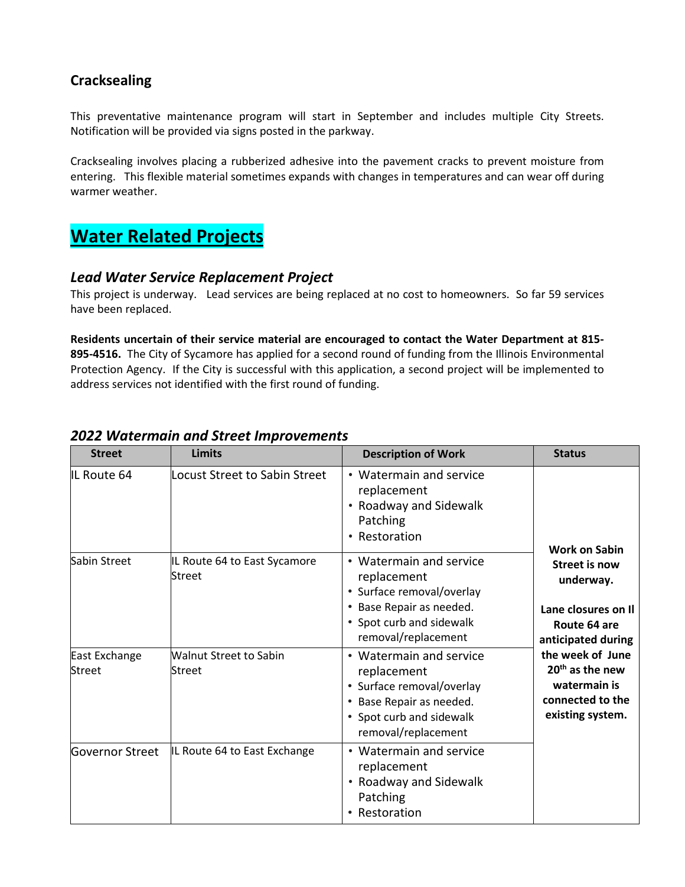## Cracksealing

This preventative maintenance program will start in September and includes multiple City Streets. Notification will be provided via signs posted in the parkway.

Cracksealing involves placing a rubberized adhesive into the pavement cracks to prevent moisture from entering. This flexible material sometimes expands with changes in temperatures and can wear off during warmer weather.

# Water Related Projects

### *Lead Water Service Replacement Project*

This project is underway. Lead services are being replaced at no cost to homeowners. So far 59 services have been replaced.

**Residents uncertain of their service material are encouraged to contact the Water Department at 815-895-4516.** The City of Sycamore has applied for a second round of funding from the Illinois Environmental Protection Agency. If the City is successful with this application, a second project will be implemented to address services not identified with the first round of funding.

### *2022 Watermain and Street Improvements*

| Street | Limits | Description of Work | Status |
|---|---|---|---|
| IL Route 64 | Locust Street to Sabin Street | • Watermain and service replacement<br>• Roadway and Sidewalk Patching<br>• Restoration | **Work on Sabin Street is now underway.**<br><br>**Lane closures on Il Route 64 are anticipated during the week of June 20th as the new watermain is connected to the existing system.** |
| Sabin Street | IL Route 64 to East Sycamore Street | • Watermain and service replacement<br>• Surface removal/overlay<br>• Base Repair as needed.<br>• Spot curb and sidewalk removal/replacement | |
| East Exchange Street | Walnut Street to Sabin Street | • Watermain and service replacement<br>• Surface removal/overlay<br>• Base Repair as needed.<br>• Spot curb and sidewalk removal/replacement | |
| Governor Street | IL Route 64 to East Exchange | • Watermain and service replacement<br>• Roadway and Sidewalk Patching<br>• Restoration | |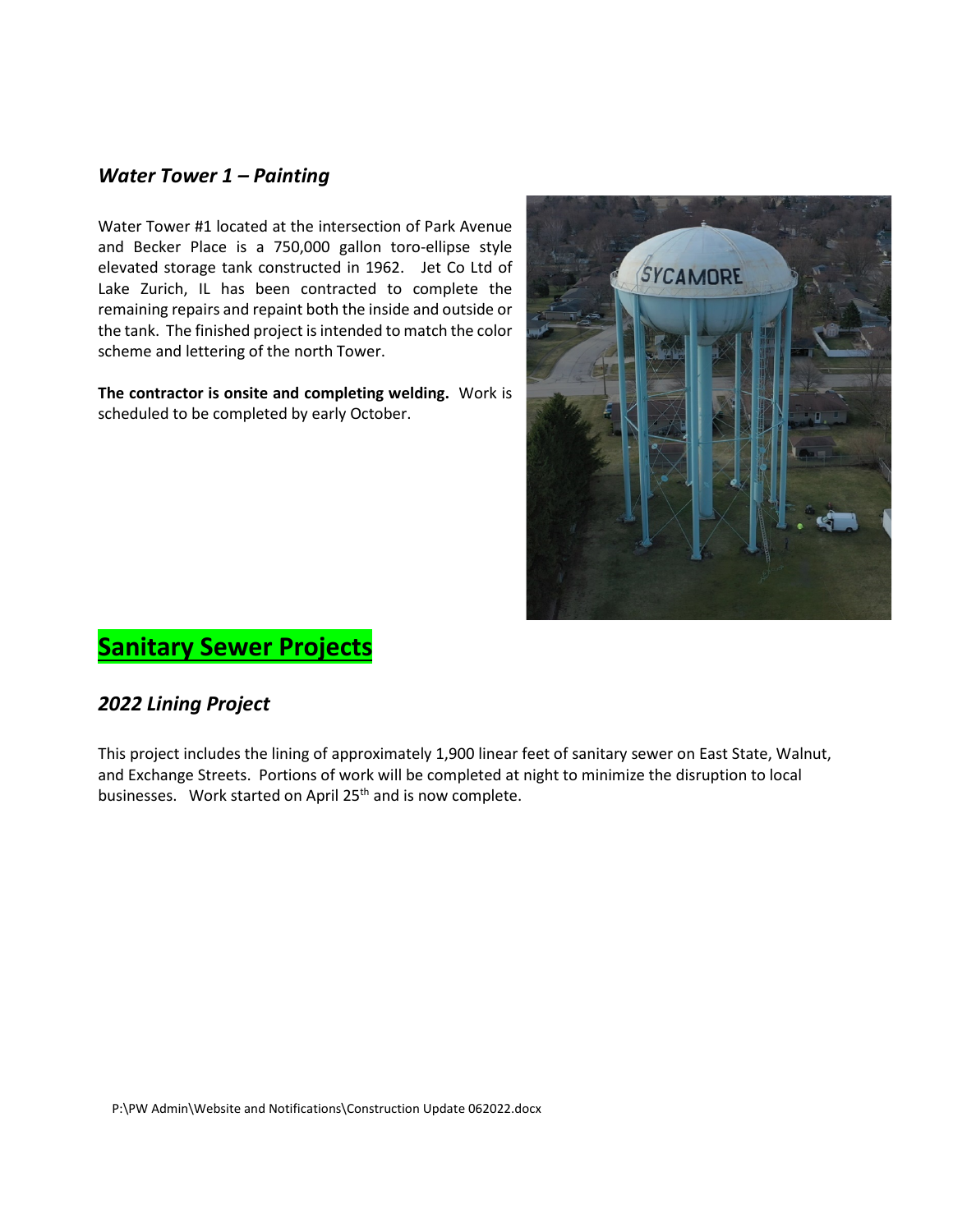### *Water Tower 1 – Painting*

Water Tower #1 located at the intersection of Park Avenue and Becker Place is a 750,000 gallon toro-ellipse style elevated storage tank constructed in 1962. Jet Co Ltd of Lake Zurich, IL has been contracted to complete the remaining repairs and repaint both the inside and outside or the tank. The finished project is intended to match the color scheme and lettering of the north Tower.

**The contractor is onsite and completing welding.** Work is scheduled to be completed by early October.

## Sanitary Sewer Projects

### *2022 Lining Project*

This project includes the lining of approximately 1,900 linear feet of sanitary sewer on East State, Walnut, and Exchange Streets. Portions of work will be completed at night to minimize the disruption to local businesses. Work started on April 25th and is now complete.

P:\PW Admin\Website and Notifications\Construction Update 062022.docx